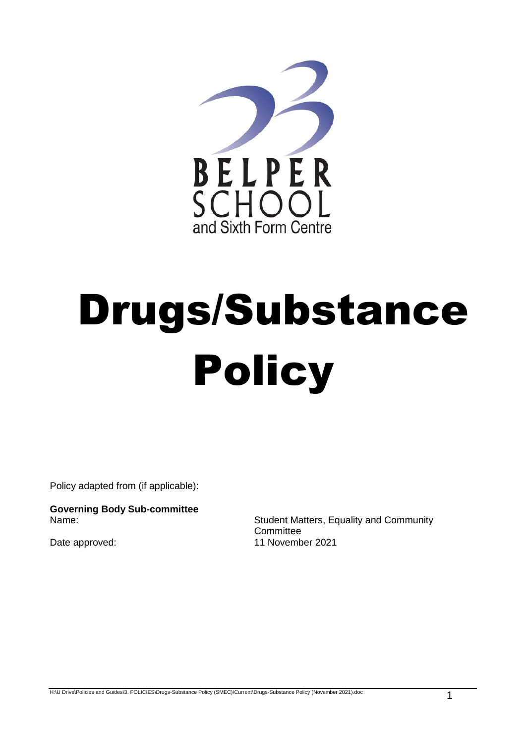BELPER
SCHOOL
and Sixth Form Centre

# Drugs/Substance Policy

Policy adapted from (if applicable):

**Governing Body Sub-committee**

| Name: | Student Matters, Equality and Community Committee |
|---|---|
| Date approved: | 11 November 2021 |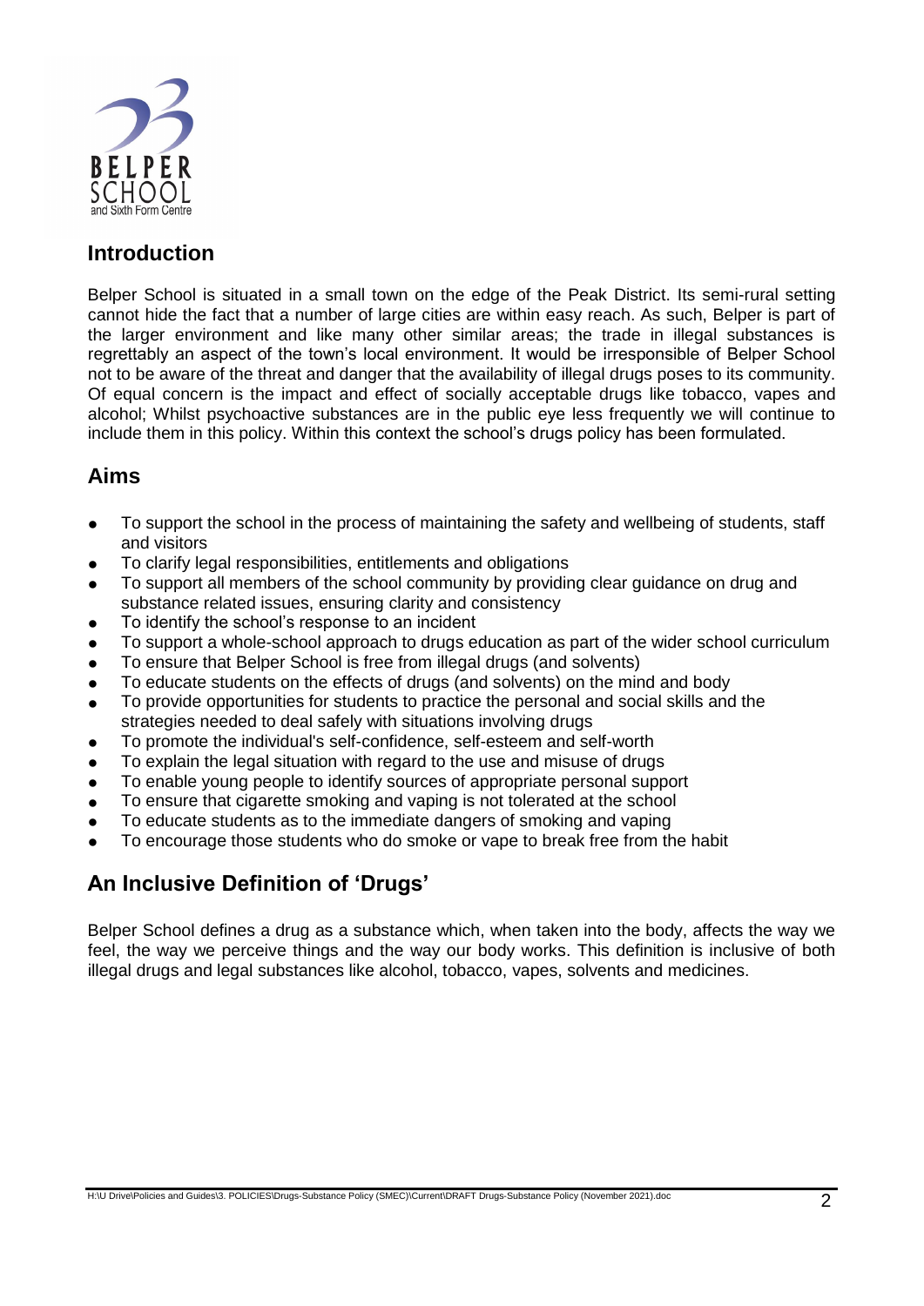## Introduction

Belper School is situated in a small town on the edge of the Peak District. Its semi-rural setting cannot hide the fact that a number of large cities are within easy reach. As such, Belper is part of the larger environment and like many other similar areas; the trade in illegal substances is regrettably an aspect of the town's local environment. It would be irresponsible of Belper School not to be aware of the threat and danger that the availability of illegal drugs poses to its community. Of equal concern is the impact and effect of socially acceptable drugs like tobacco, vapes and alcohol; Whilst psychoactive substances are in the public eye less frequently we will continue to include them in this policy. Within this context the school's drugs policy has been formulated.

## Aims

- To support the school in the process of maintaining the safety and wellbeing of students, staff and visitors
- To clarify legal responsibilities, entitlements and obligations
- To support all members of the school community by providing clear guidance on drug and substance related issues, ensuring clarity and consistency
- To identify the school's response to an incident
- To support a whole-school approach to drugs education as part of the wider school curriculum
- To ensure that Belper School is free from illegal drugs (and solvents)
- To educate students on the effects of drugs (and solvents) on the mind and body
- To provide opportunities for students to practice the personal and social skills and the strategies needed to deal safely with situations involving drugs
- To promote the individual's self-confidence, self-esteem and self-worth
- To explain the legal situation with regard to the use and misuse of drugs
- To enable young people to identify sources of appropriate personal support
- To ensure that cigarette smoking and vaping is not tolerated at the school
- To educate students as to the immediate dangers of smoking and vaping
- To encourage those students who do smoke or vape to break free from the habit

## An Inclusive Definition of 'Drugs'

Belper School defines a drug as a substance which, when taken into the body, affects the way we feel, the way we perceive things and the way our body works. This definition is inclusive of both illegal drugs and legal substances like alcohol, tobacco, vapes, solvents and medicines.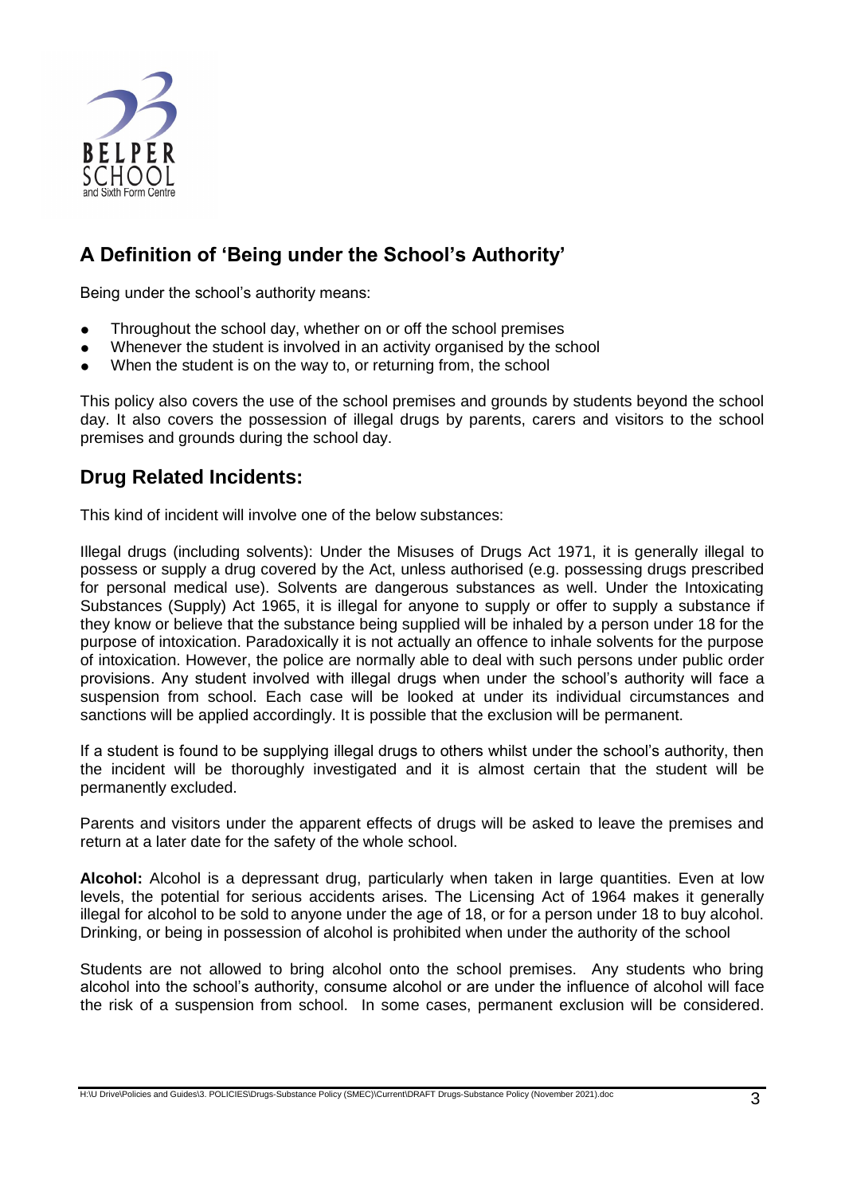## A Definition of 'Being under the School's Authority'

Being under the school's authority means:

- Throughout the school day, whether on or off the school premises
- Whenever the student is involved in an activity organised by the school
- When the student is on the way to, or returning from, the school

This policy also covers the use of the school premises and grounds by students beyond the school day. It also covers the possession of illegal drugs by parents, carers and visitors to the school premises and grounds during the school day.

## Drug Related Incidents:

This kind of incident will involve one of the below substances:

Illegal drugs (including solvents): Under the Misuses of Drugs Act 1971, it is generally illegal to possess or supply a drug covered by the Act, unless authorised (e.g. possessing drugs prescribed for personal medical use). Solvents are dangerous substances as well. Under the Intoxicating Substances (Supply) Act 1965, it is illegal for anyone to supply or offer to supply a substance if they know or believe that the substance being supplied will be inhaled by a person under 18 for the purpose of intoxication. Paradoxically it is not actually an offence to inhale solvents for the purpose of intoxication. However, the police are normally able to deal with such persons under public order provisions. Any student involved with illegal drugs when under the school's authority will face a suspension from school. Each case will be looked at under its individual circumstances and sanctions will be applied accordingly. It is possible that the exclusion will be permanent.

If a student is found to be supplying illegal drugs to others whilst under the school's authority, then the incident will be thoroughly investigated and it is almost certain that the student will be permanently excluded.

Parents and visitors under the apparent effects of drugs will be asked to leave the premises and return at a later date for the safety of the whole school.

**Alcohol:** Alcohol is a depressant drug, particularly when taken in large quantities. Even at low levels, the potential for serious accidents arises. The Licensing Act of 1964 makes it generally illegal for alcohol to be sold to anyone under the age of 18, or for a person under 18 to buy alcohol. Drinking, or being in possession of alcohol is prohibited when under the authority of the school

Students are not allowed to bring alcohol onto the school premises. Any students who bring alcohol into the school's authority, consume alcohol or are under the influence of alcohol will face the risk of a suspension from school. In some cases, permanent exclusion will be considered.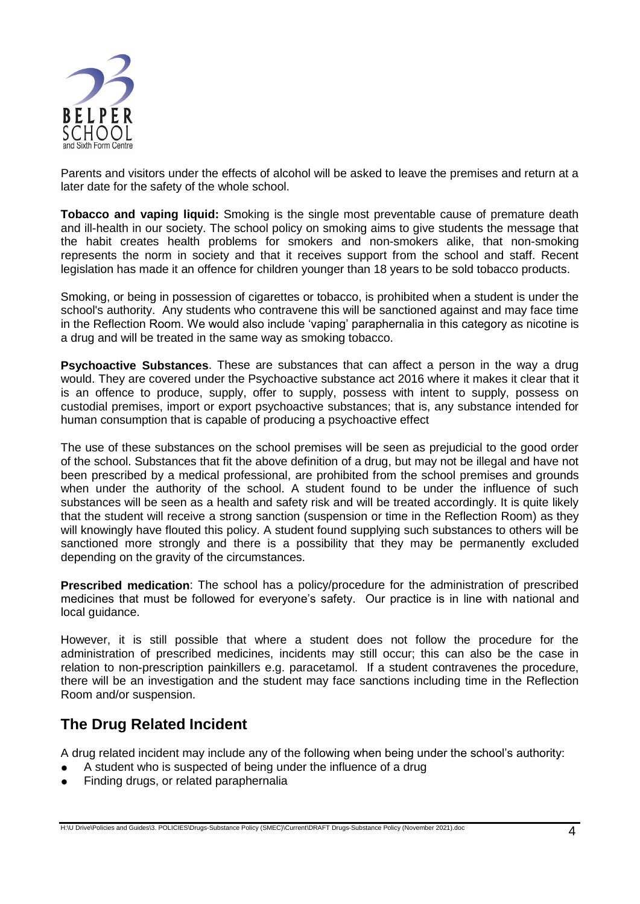Parents and visitors under the effects of alcohol will be asked to leave the premises and return at a later date for the safety of the whole school.

**Tobacco and vaping liquid:** Smoking is the single most preventable cause of premature death and ill-health in our society. The school policy on smoking aims to give students the message that the habit creates health problems for smokers and non-smokers alike, that non-smoking represents the norm in society and that it receives support from the school and staff. Recent legislation has made it an offence for children younger than 18 years to be sold tobacco products.

Smoking, or being in possession of cigarettes or tobacco, is prohibited when a student is under the school's authority. Any students who contravene this will be sanctioned against and may face time in the Reflection Room. We would also include 'vaping' paraphernalia in this category as nicotine is a drug and will be treated in the same way as smoking tobacco.

**Psychoactive Substances**. These are substances that can affect a person in the way a drug would. They are covered under the Psychoactive substance act 2016 where it makes it clear that it is an offence to produce, supply, offer to supply, possess with intent to supply, possess on custodial premises, import or export psychoactive substances; that is, any substance intended for human consumption that is capable of producing a psychoactive effect

The use of these substances on the school premises will be seen as prejudicial to the good order of the school. Substances that fit the above definition of a drug, but may not be illegal and have not been prescribed by a medical professional, are prohibited from the school premises and grounds when under the authority of the school. A student found to be under the influence of such substances will be seen as a health and safety risk and will be treated accordingly. It is quite likely that the student will receive a strong sanction (suspension or time in the Reflection Room) as they will knowingly have flouted this policy. A student found supplying such substances to others will be sanctioned more strongly and there is a possibility that they may be permanently excluded depending on the gravity of the circumstances.

**Prescribed medication**: The school has a policy/procedure for the administration of prescribed medicines that must be followed for everyone's safety. Our practice is in line with national and local guidance.

However, it is still possible that where a student does not follow the procedure for the administration of prescribed medicines, incidents may still occur; this can also be the case in relation to non-prescription painkillers e.g. paracetamol. If a student contravenes the procedure, there will be an investigation and the student may face sanctions including time in the Reflection Room and/or suspension.

## The Drug Related Incident

A drug related incident may include any of the following when being under the school's authority:

- A student who is suspected of being under the influence of a drug
- Finding drugs, or related paraphernalia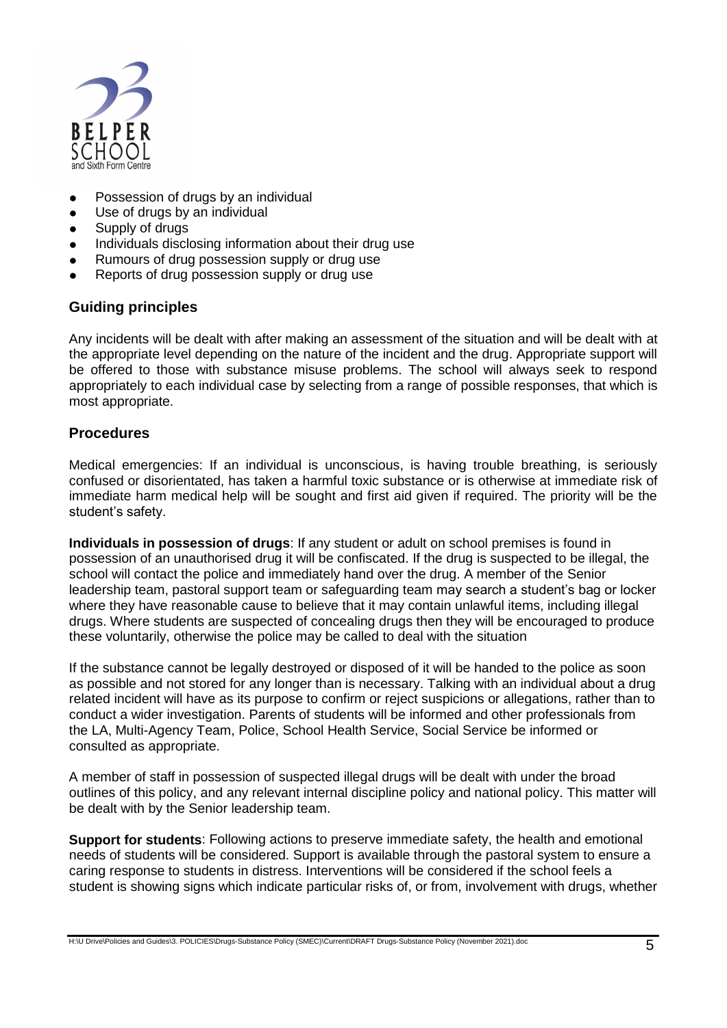- Possession of drugs by an individual
- Use of drugs by an individual
- Supply of drugs
- Individuals disclosing information about their drug use
- Rumours of drug possession supply or drug use
- Reports of drug possession supply or drug use

## Guiding principles

Any incidents will be dealt with after making an assessment of the situation and will be dealt with at the appropriate level depending on the nature of the incident and the drug. Appropriate support will be offered to those with substance misuse problems. The school will always seek to respond appropriately to each individual case by selecting from a range of possible responses, that which is most appropriate.

## Procedures

Medical emergencies: If an individual is unconscious, is having trouble breathing, is seriously confused or disorientated, has taken a harmful toxic substance or is otherwise at immediate risk of immediate harm medical help will be sought and first aid given if required. The priority will be the student's safety.

**Individuals in possession of drugs**: If any student or adult on school premises is found in possession of an unauthorised drug it will be confiscated. If the drug is suspected to be illegal, the school will contact the police and immediately hand over the drug. A member of the Senior leadership team, pastoral support team or safeguarding team may search a student's bag or locker where they have reasonable cause to believe that it may contain unlawful items, including illegal drugs. Where students are suspected of concealing drugs then they will be encouraged to produce these voluntarily, otherwise the police may be called to deal with the situation

If the substance cannot be legally destroyed or disposed of it will be handed to the police as soon as possible and not stored for any longer than is necessary. Talking with an individual about a drug related incident will have as its purpose to confirm or reject suspicions or allegations, rather than to conduct a wider investigation. Parents of students will be informed and other professionals from the LA, Multi-Agency Team, Police, School Health Service, Social Service be informed or consulted as appropriate.

A member of staff in possession of suspected illegal drugs will be dealt with under the broad outlines of this policy, and any relevant internal discipline policy and national policy. This matter will be dealt with by the Senior leadership team.

**Support for students**: Following actions to preserve immediate safety, the health and emotional needs of students will be considered. Support is available through the pastoral system to ensure a caring response to students in distress. Interventions will be considered if the school feels a student is showing signs which indicate particular risks of, or from, involvement with drugs, whether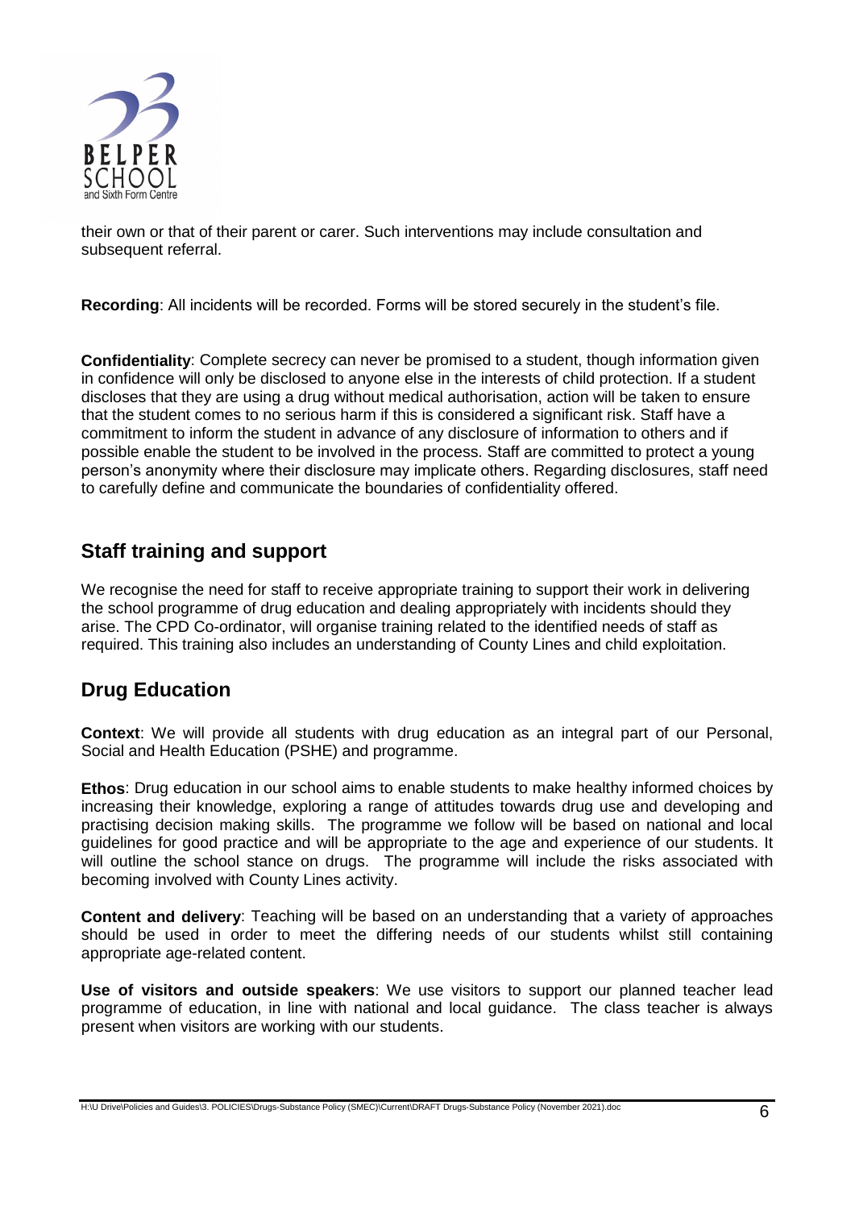their own or that of their parent or carer. Such interventions may include consultation and subsequent referral.

**Recording**: All incidents will be recorded. Forms will be stored securely in the student's file.

**Confidentiality**: Complete secrecy can never be promised to a student, though information given in confidence will only be disclosed to anyone else in the interests of child protection. If a student discloses that they are using a drug without medical authorisation, action will be taken to ensure that the student comes to no serious harm if this is considered a significant risk. Staff have a commitment to inform the student in advance of any disclosure of information to others and if possible enable the student to be involved in the process. Staff are committed to protect a young person's anonymity where their disclosure may implicate others. Regarding disclosures, staff need to carefully define and communicate the boundaries of confidentiality offered.

## Staff training and support

We recognise the need for staff to receive appropriate training to support their work in delivering the school programme of drug education and dealing appropriately with incidents should they arise. The CPD Co-ordinator, will organise training related to the identified needs of staff as required. This training also includes an understanding of County Lines and child exploitation.

## Drug Education

**Context**: We will provide all students with drug education as an integral part of our Personal, Social and Health Education (PSHE) and programme.

**Ethos**: Drug education in our school aims to enable students to make healthy informed choices by increasing their knowledge, exploring a range of attitudes towards drug use and developing and practising decision making skills. The programme we follow will be based on national and local guidelines for good practice and will be appropriate to the age and experience of our students. It will outline the school stance on drugs. The programme will include the risks associated with becoming involved with County Lines activity.

**Content and delivery**: Teaching will be based on an understanding that a variety of approaches should be used in order to meet the differing needs of our students whilst still containing appropriate age-related content.

**Use of visitors and outside speakers**: We use visitors to support our planned teacher lead programme of education, in line with national and local guidance. The class teacher is always present when visitors are working with our students.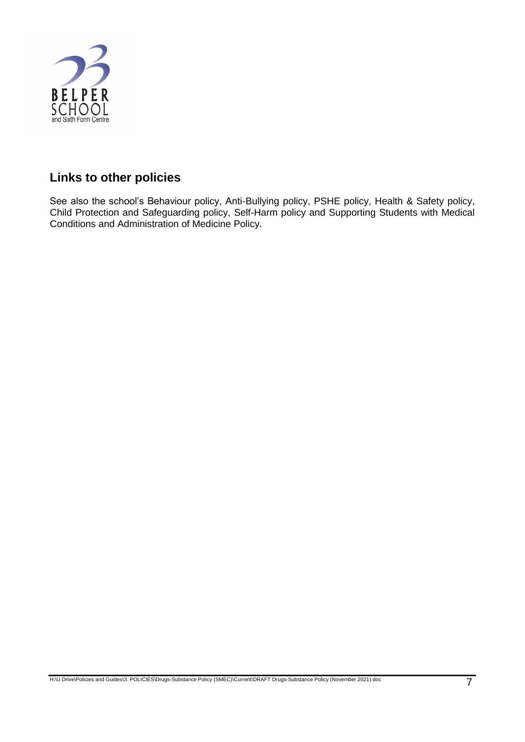## Links to other policies

See also the school's Behaviour policy, Anti-Bullying policy, PSHE policy, Health & Safety policy, Child Protection and Safeguarding policy, Self-Harm policy and Supporting Students with Medical Conditions and Administration of Medicine Policy.